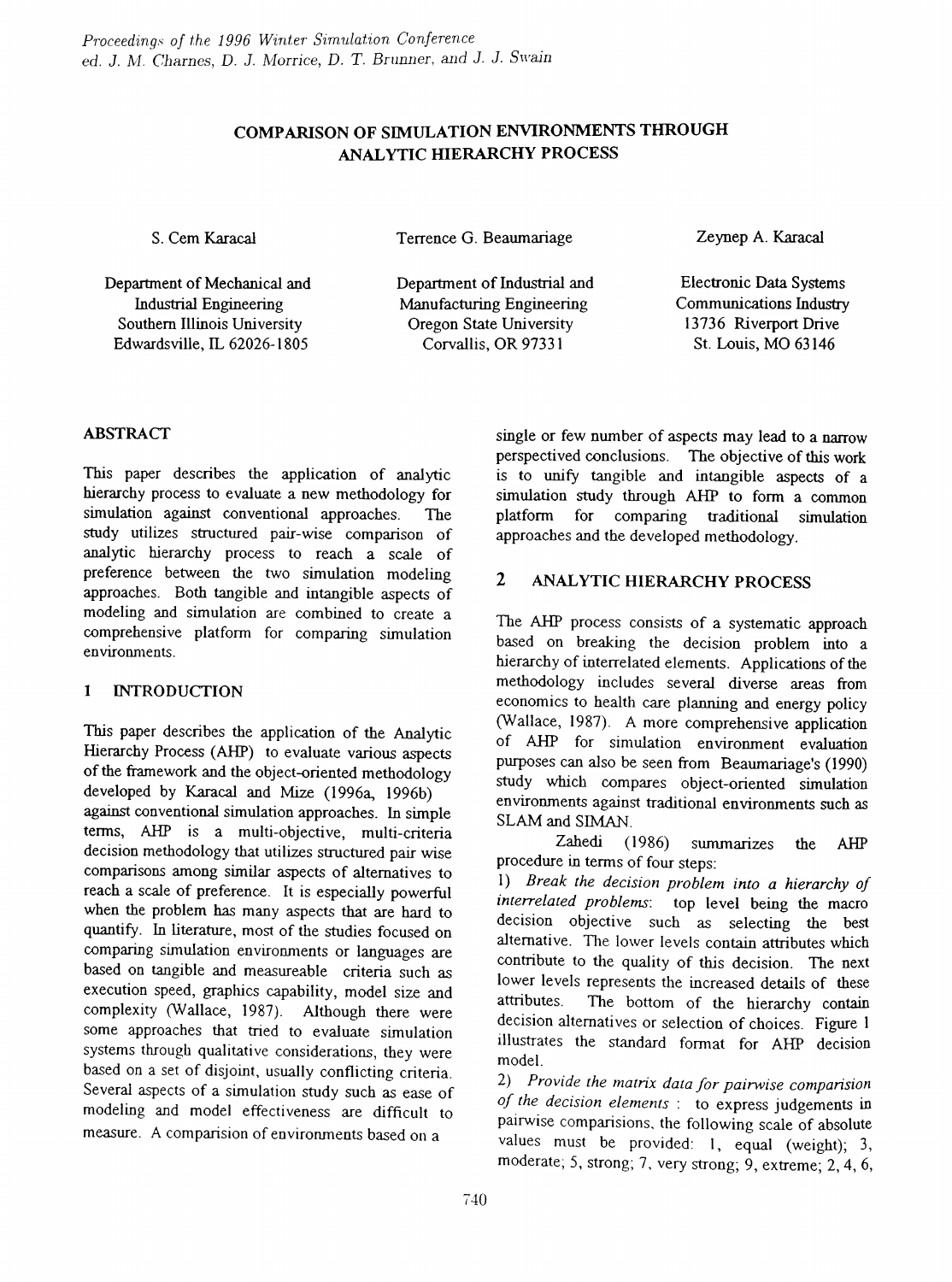# COMPARISON OF SIMULATION ENVIRONMENTS THROUGH ANALYTIC HIERARCHY PROCESS

S. Cem Karacal
Department of Mechanical and Industrial Engineering
Southern Illinois University
Edwardsville, IL 62026-1805

Terrence G. Beaumariage
Department of Industrial and Manufacturing Engineering
Oregon State University
Corvallis, OR 97331

Zeynep A. Karacal
Electronic Data Systems
Communications Industry
13736 Riverport Drive
St. Louis, MO 63146

## ABSTRACT

This paper describes the application of analytic hierarchy process to evaluate a new methodology for simulation against conventional approaches. The study utilizes structured pair-wise comparison of analytic hierarchy process to reach a scale of preference between the two simulation modeling approaches. Both tangible and intangible aspects of modeling and simulation are combined to create a comprehensive platform for comparing simulation environments.

## 1 INTRODUCTION

This paper describes the application of the Analytic Hierarchy Process (AHP) to evaluate various aspects of the framework and the object-oriented methodology developed by Karacal and Mize (1996a, 1996b) against conventional simulation approaches. In simple terms, AHP is a multi-objective, multi-criteria decision methodology that utilizes structured pair wise comparisons among similar aspects of alternatives to reach a scale of preference. It is especially powerful when the problem has many aspects that are hard to quantify. In literature, most of the studies focused on comparing simulation environments or languages are based on tangible and measureable criteria such as execution speed, graphics capability, model size and complexity (Wallace, 1987). Although there were some approaches that tried to evaluate simulation systems through qualitative considerations, they were based on a set of disjoint, usually conflicting criteria. Several aspects of a simulation study such as ease of modeling and model effectiveness are difficult to measure. A comparision of environments based on a single or few number of aspects may lead to a narrow perspectived conclusions. The objective of this work is to unify tangible and intangible aspects of a simulation study through AHP to form a common platform for comparing traditional simulation approaches and the developed methodology.

## 2 ANALYTIC HIERARCHY PROCESS

The AHP process consists of a systematic approach based on breaking the decision problem into a hierarchy of interrelated elements. Applications of the methodology includes several diverse areas from economics to health care planning and energy policy (Wallace, 1987). A more comprehensive application of AHP for simulation environment evaluation purposes can also be seen from Beaumariage's (1990) study which compares object-oriented simulation environments against traditional environments such as SLAM and SIMAN.

Zahedi (1986) summarizes the AHP procedure in terms of four steps:

1) *Break the decision problem into a hierarchy of interrelated problems*: top level being the macro decision objective such as selecting the best alternative. The lower levels contain attributes which contribute to the quality of this decision. The next lower levels represents the increased details of these attributes. The bottom of the hierarchy contain decision alternatives or selection of choices. Figure 1 illustrates the standard format for AHP decision model.

2) *Provide the matrix data for pairwise comparision of the decision elements* : to express judgements in pairwise comparisions, the following scale of absolute values must be provided: 1, equal (weight); 3, moderate; 5, strong; 7, very strong; 9, extreme; 2, 4, 6,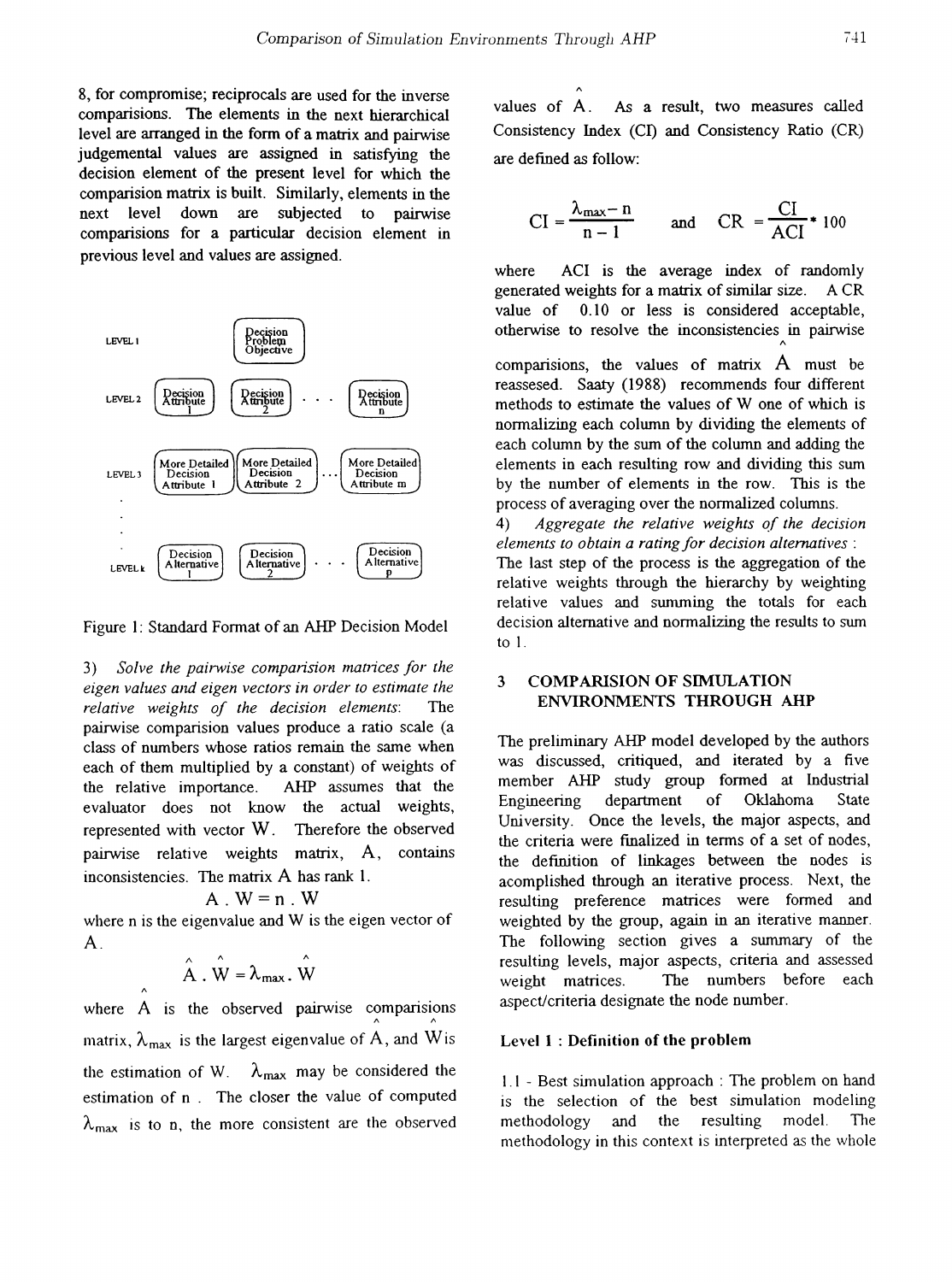8, for compromise; reciprocals are used for the inverse comparisions. The elements in the next hierarchical level are arranged in the form of a matrix and pairwise judgemental values are assigned in satisfying the decision element of the present level for which the comparision matrix is built. Similarly, elements in the next level down are subjected to pairwise comparisions for a particular decision element in previous level and values are assigned.

LEVEL 1: Decision Problem Objective

LEVEL 2: Decision Attribute 1, Decision Attribute 2, . . . Decision Attribute n

LEVEL 3: More Detailed Decision Attribute 1, More Detailed Decision Attribute 2, . . . More Detailed Decision Attribute m

LEVEL k: Decision Alternative 1, Decision Alternative 2, . . . Decision Alternative p

Figure 1: Standard Format of an AHP Decision Model

3) *Solve the pairwise comparision matrices for the eigen values and eigen vectors in order to estimate the relative weights of the decision elements*: The pairwise comparision values produce a ratio scale (a class of numbers whose ratios remain the same when each of them multiplied by a constant) of weights of the relative importance. AHP assumes that the evaluator does not know the actual weights, represented with vector $W$. Therefore the observed pairwise relative weights matrix, $A$, contains inconsistencies. The matrix $A$ has rank 1.

$$A \, . \, W = n \, . \, W$$

where n is the eigenvalue and W is the eigen vector of A.

$$\hat{A} \, . \, \hat{W} = \lambda_{max} \, . \, \hat{W}$$

where $\hat{A}$ is the observed pairwise comparisions matrix, $\lambda_{max}$ is the largest eigenvalue of $\hat{A}$, and $\hat{W}$ is the estimation of W. $\lambda_{max}$ may be considered the estimation of n. The closer the value of computed $\lambda_{max}$ is to n, the more consistent are the observed values of $\hat{A}$. As a result, two measures called Consistency Index (CI) and Consistency Ratio (CR) are defined as follow:

$$CI = \frac{\lambda_{max} - n}{n - 1} \quad \text{and} \quad CR = \frac{CI}{ACI} * 100$$

where ACI is the average index of randomly generated weights for a matrix of similar size. A CR value of 0.10 or less is considered acceptable, otherwise to resolve the inconsistencies in pairwise comparisions, the values of matrix $\hat{A}$ must be reassesed. Saaty (1988) recommends four different methods to estimate the values of W one of which is normalizing each column by dividing the elements of each column by the sum of the column and adding the elements in each resulting row and dividing this sum by the number of elements in the row. This is the process of averaging over the normalized columns.

4) *Aggregate the relative weights of the decision elements to obtain a rating for decision alternatives* : The last step of the process is the aggregation of the relative weights through the hierarchy by weighting relative values and summing the totals for each decision alternative and normalizing the results to sum to 1.

## 3 COMPARISION OF SIMULATION ENVIRONMENTS THROUGH AHP

The preliminary AHP model developed by the authors was discussed, critiqued, and iterated by a five member AHP study group formed at Industrial Engineering department of Oklahoma State University. Once the levels, the major aspects, and the criteria were finalized in terms of a set of nodes, the definition of linkages between the nodes is acomplished through an iterative process. Next, the resulting preference matrices were formed and weighted by the group, again in an iterative manner. The following section gives a summary of the resulting levels, major aspects, criteria and assessed weight matrices. The numbers before each aspect/criteria designate the node number.

### Level 1 : Definition of the problem

1.1 - Best simulation approach : The problem on hand is the selection of the best simulation modeling methodology and the resulting model. The methodology in this context is interpreted as the whole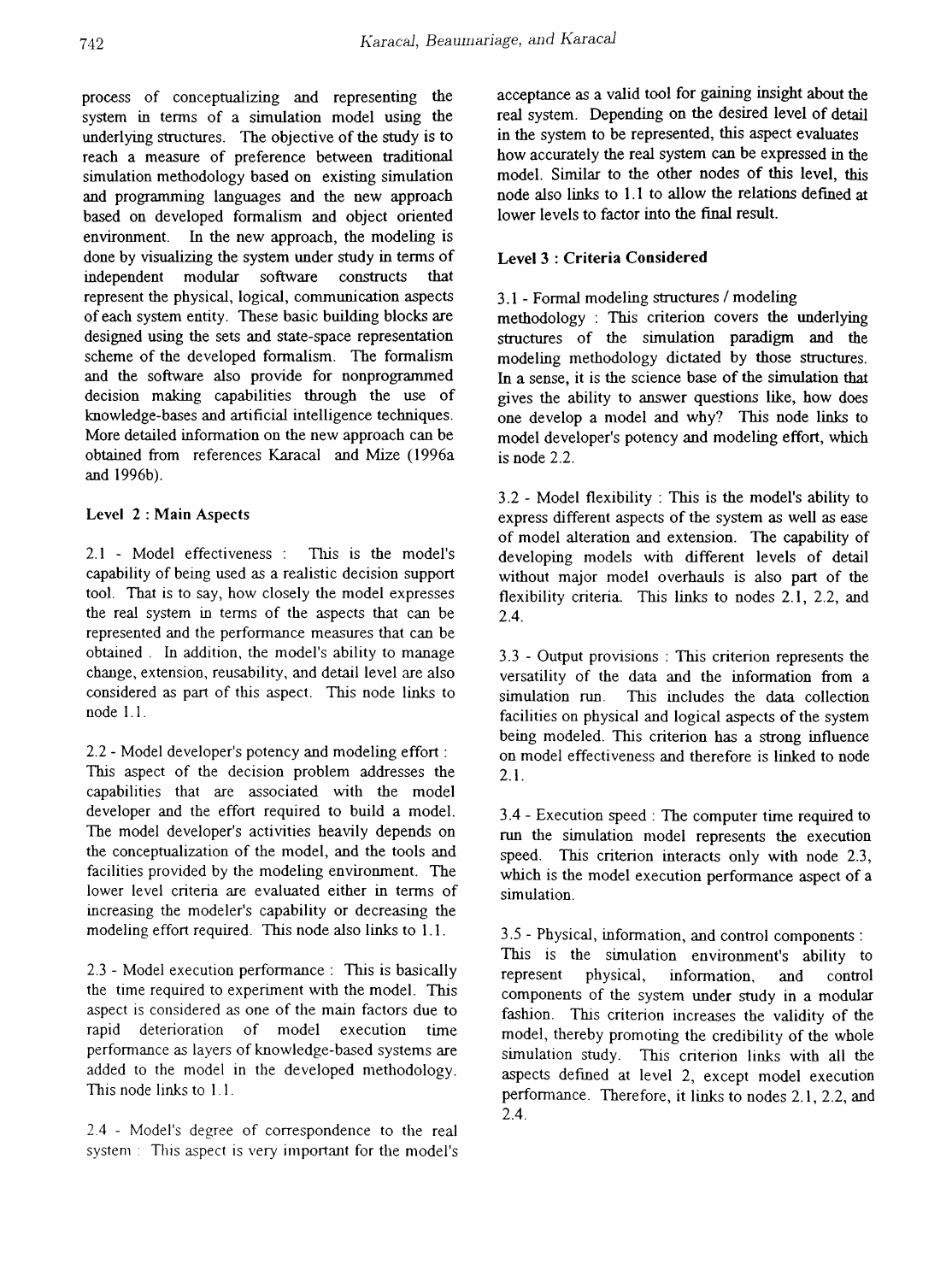process of conceptualizing and representing the system in terms of a simulation model using the underlying structures. The objective of the study is to reach a measure of preference between traditional simulation methodology based on existing simulation and programming languages and the new approach based on developed formalism and object oriented environment. In the new approach, the modeling is done by visualizing the system under study in terms of independent modular software constructs that represent the physical, logical, communication aspects of each system entity. These basic building blocks are designed using the sets and state-space representation scheme of the developed formalism. The formalism and the software also provide for nonprogrammed decision making capabilities through the use of knowledge-bases and artificial intelligence techniques. More detailed information on the new approach can be obtained from references Karacal and Mize (1996a and 1996b).

### Level 2 : Main Aspects

2.1 - Model effectiveness : This is the model's capability of being used as a realistic decision support tool. That is to say, how closely the model expresses the real system in terms of the aspects that can be represented and the performance measures that can be obtained . In addition, the model's ability to manage change, extension, reusability, and detail level are also considered as part of this aspect. This node links to node 1.1.

2.2 - Model developer's potency and modeling effort : This aspect of the decision problem addresses the capabilities that are associated with the model developer and the effort required to build a model. The model developer's activities heavily depends on the conceptualization of the model, and the tools and facilities provided by the modeling environment. The lower level criteria are evaluated either in terms of increasing the modeler's capability or decreasing the modeling effort required. This node also links to 1.1.

2.3 - Model execution performance : This is basically the time required to experiment with the model. This aspect is considered as one of the main factors due to rapid deterioration of model execution time performance as layers of knowledge-based systems are added to the model in the developed methodology. This node links to 1.1.

2.4 - Model's degree of correspondence to the real system : This aspect is very important for the model's acceptance as a valid tool for gaining insight about the real system. Depending on the desired level of detail in the system to be represented, this aspect evaluates how accurately the real system can be expressed in the model. Similar to the other nodes of this level, this node also links to 1.1 to allow the relations defined at lower levels to factor into the final result.

### Level 3 : Criteria Considered

3.1 - Formal modeling structures / modeling methodology : This criterion covers the underlying structures of the simulation paradigm and the modeling methodology dictated by those structures. In a sense, it is the science base of the simulation that gives the ability to answer questions like, how does one develop a model and why? This node links to model developer's potency and modeling effort, which is node 2.2.

3.2 - Model flexibility : This is the model's ability to express different aspects of the system as well as ease of model alteration and extension. The capability of developing models with different levels of detail without major model overhauls is also part of the flexibility criteria. This links to nodes 2.1, 2.2, and 2.4.

3.3 - Output provisions : This criterion represents the versatility of the data and the information from a simulation run. This includes the data collection facilities on physical and logical aspects of the system being modeled. This criterion has a strong influence on model effectiveness and therefore is linked to node 2.1.

3.4 - Execution speed : The computer time required to run the simulation model represents the execution speed. This criterion interacts only with node 2.3, which is the model execution performance aspect of a simulation.

3.5 - Physical, information, and control components : This is the simulation environment's ability to represent physical, information, and control components of the system under study in a modular fashion. This criterion increases the validity of the model, thereby promoting the credibility of the whole simulation study. This criterion links with all the aspects defined at level 2, except model execution performance. Therefore, it links to nodes 2.1, 2.2, and 2.4.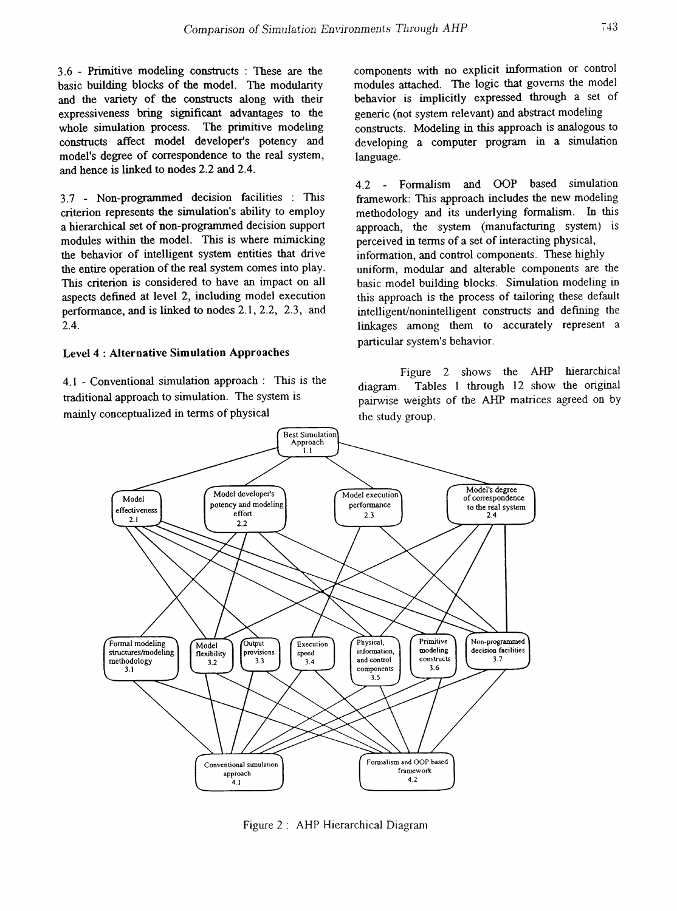3.6 - Primitive modeling constructs : These are the basic building blocks of the model. The modularity and the variety of the constructs along with their expressiveness bring significant advantages to the whole simulation process. The primitive modeling constructs affect model developer's potency and model's degree of correspondence to the real system, and hence is linked to nodes 2.2 and 2.4.

3.7 - Non-programmed decision facilities : This criterion represents the simulation's ability to employ a hierarchical set of non-programmed decision support modules within the model. This is where mimicking the behavior of intelligent system entities that drive the entire operation of the real system comes into play. This criterion is considered to have an impact on all aspects defined at level 2, including model execution performance, and is linked to nodes 2.1, 2.2, 2.3, and 2.4.

**Level 4 : Alternative Simulation Approaches**

4.1 - Conventional simulation approach : This is the traditional approach to simulation. The system is mainly conceptualized in terms of physical components with no explicit information or control modules attached. The logic that governs the model behavior is implicitly expressed through a set of generic (not system relevant) and abstract modeling constructs. Modeling in this approach is analogous to developing a computer program in a simulation language.

4.2 - Formalism and OOP based simulation framework: This approach includes the new modeling methodology and its underlying formalism. In this approach, the system (manufacturing system) is perceived in terms of a set of interacting physical, information, and control components. These highly uniform, modular and alterable components are the basic model building blocks. Simulation modeling in this approach is the process of tailoring these default intelligent/nonintelligent constructs and defining the linkages among them to accurately represent a particular system's behavior.

Figure 2 shows the AHP hierarchical diagram. Tables 1 through 12 show the original pairwise weights of the AHP matrices agreed on by the study group.

Figure 2 : AHP Hierarchical Diagram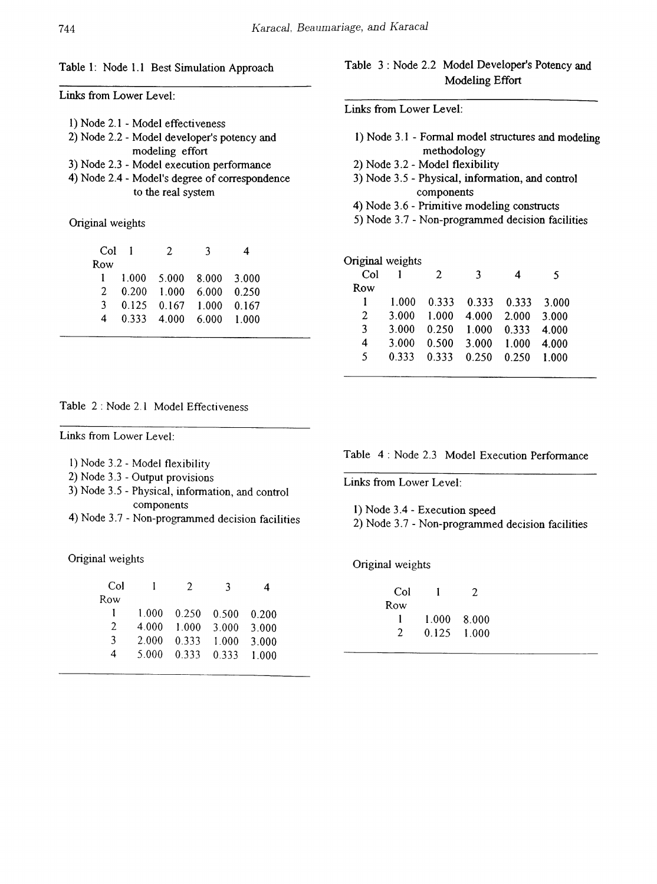Table 1: Node 1.1 Best Simulation Approach

Links from Lower Level:

1) Node 2.1 - Model effectiveness
2) Node 2.2 - Model developer's potency and modeling effort
3) Node 2.3 - Model execution performance
4) Node 2.4 - Model's degree of correspondence to the real system

Original weights

| Row \ Col | 1 | 2 | 3 | 4 |
|---|---|---|---|---|
| 1 | 1.000 | 5.000 | 8.000 | 3.000 |
| 2 | 0.200 | 1.000 | 6.000 | 0.250 |
| 3 | 0.125 | 0.167 | 1.000 | 0.167 |
| 4 | 0.333 | 4.000 | 6.000 | 1.000 |

Table 2 : Node 2.1 Model Effectiveness

Links from Lower Level:

1) Node 3.2 - Model flexibility
2) Node 3.3 - Output provisions
3) Node 3.5 - Physical, information, and control components
4) Node 3.7 - Non-programmed decision facilities

Original weights

| Row \ Col | 1 | 2 | 3 | 4 |
|---|---|---|---|---|
| 1 | 1.000 | 0.250 | 0.500 | 0.200 |
| 2 | 4.000 | 1.000 | 3.000 | 3.000 |
| 3 | 2.000 | 0.333 | 1.000 | 3.000 |
| 4 | 5.000 | 0.333 | 0.333 | 1.000 |

Table 3 : Node 2.2 Model Developer's Potency and Modeling Effort

Links from Lower Level:

1) Node 3.1 - Formal model structures and modeling methodology
2) Node 3.2 - Model flexibility
3) Node 3.5 - Physical, information, and control components
4) Node 3.6 - Primitive modeling constructs
5) Node 3.7 - Non-programmed decision facilities

Original weights

| Row \ Col | 1 | 2 | 3 | 4 | 5 |
|---|---|---|---|---|---|
| 1 | 1.000 | 0.333 | 0.333 | 0.333 | 3.000 |
| 2 | 3.000 | 1.000 | 4.000 | 2.000 | 3.000 |
| 3 | 3.000 | 0.250 | 1.000 | 0.333 | 4.000 |
| 4 | 3.000 | 0.500 | 3.000 | 1.000 | 4.000 |
| 5 | 0.333 | 0.333 | 0.250 | 0.250 | 1.000 |

Table 4 : Node 2.3 Model Execution Performance

Links from Lower Level:

1) Node 3.4 - Execution speed
2) Node 3.7 - Non-programmed decision facilities

Original weights

| Row \ Col | 1 | 2 |
|---|---|---|
| 1 | 1.000 | 8.000 |
| 2 | 0.125 | 1.000 |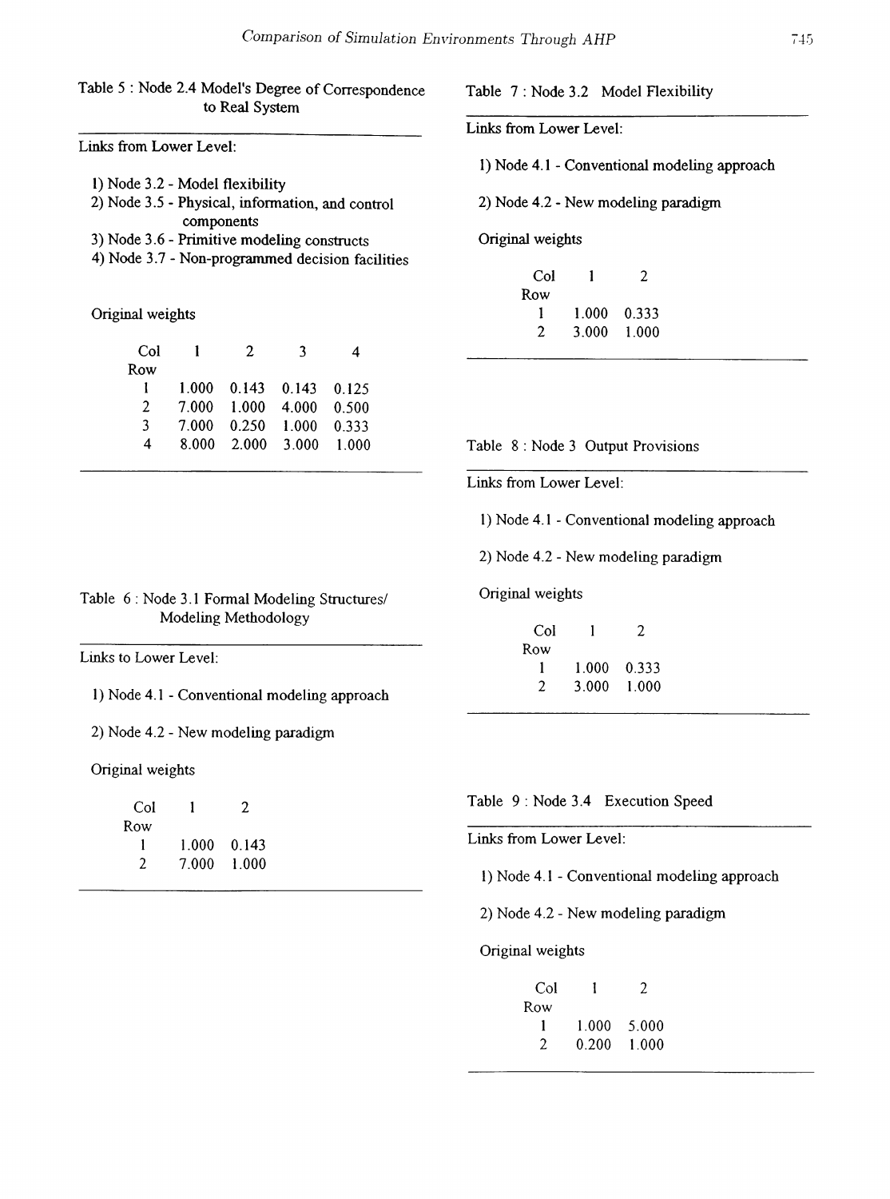Table 5 : Node 2.4 Model's Degree of Correspondence to Real System

Links from Lower Level:

1) Node 3.2 - Model flexibility
2) Node 3.5 - Physical, information, and control components
3) Node 3.6 - Primitive modeling constructs
4) Node 3.7 - Non-programmed decision facilities

Original weights

| Row \ Col | 1 | 2 | 3 | 4 |
|---|---|---|---|---|
| 1 | 1.000 | 0.143 | 0.143 | 0.125 |
| 2 | 7.000 | 1.000 | 4.000 | 0.500 |
| 3 | 7.000 | 0.250 | 1.000 | 0.333 |
| 4 | 8.000 | 2.000 | 3.000 | 1.000 |

Table 6 : Node 3.1 Formal Modeling Structures/ Modeling Methodology

Links to Lower Level:

1) Node 4.1 - Conventional modeling approach

2) Node 4.2 - New modeling paradigm

Original weights

| Row \ Col | 1 | 2 |
|---|---|---|
| 1 | 1.000 | 0.143 |
| 2 | 7.000 | 1.000 |

Table 7 : Node 3.2 Model Flexibility

Links from Lower Level:

1) Node 4.1 - Conventional modeling approach

2) Node 4.2 - New modeling paradigm

Original weights

| Row \ Col | 1 | 2 |
|---|---|---|
| 1 | 1.000 | 0.333 |
| 2 | 3.000 | 1.000 |

Table 8 : Node 3 Output Provisions

Links from Lower Level:

1) Node 4.1 - Conventional modeling approach

2) Node 4.2 - New modeling paradigm

Original weights

| Row \ Col | 1 | 2 |
|---|---|---|
| 1 | 1.000 | 0.333 |
| 2 | 3.000 | 1.000 |

Table 9 : Node 3.4 Execution Speed

Links from Lower Level:

1) Node 4.1 - Conventional modeling approach

2) Node 4.2 - New modeling paradigm

Original weights

| Row \ Col | 1 | 2 |
|---|---|---|
| 1 | 1.000 | 5.000 |
| 2 | 0.200 | 1.000 |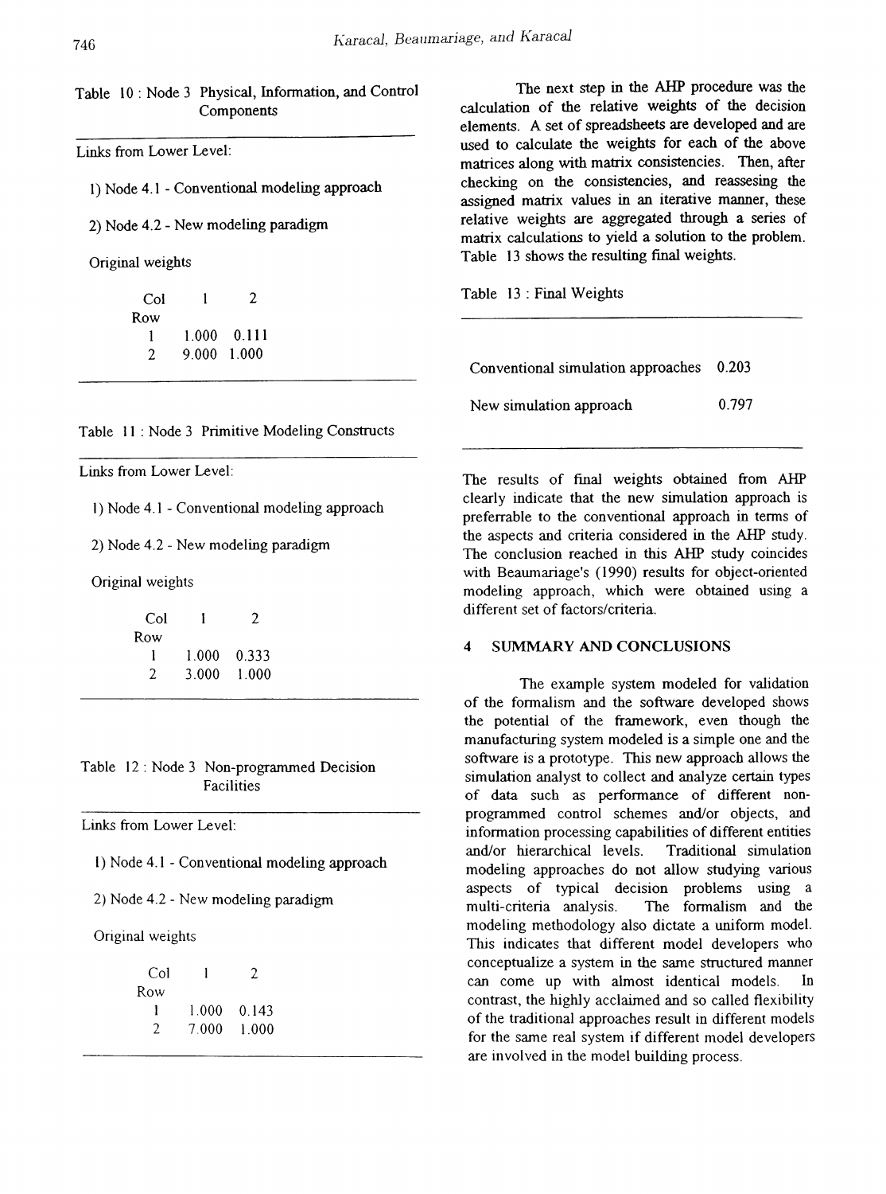Table 10 : Node 3 Physical, Information, and Control Components

Links from Lower Level:

1) Node 4.1 - Conventional modeling approach

2) Node 4.2 - New modeling paradigm

Original weights

| Col / Row | 1 | 2 |
|---|---|---|
| 1 | 1.000 | 0.111 |
| 2 | 9.000 | 1.000 |

Table 11 : Node 3 Primitive Modeling Constructs

Links from Lower Level:

1) Node 4.1 - Conventional modeling approach

2) Node 4.2 - New modeling paradigm

Original weights

| Col / Row | 1 | 2 |
|---|---|---|
| 1 | 1.000 | 0.333 |
| 2 | 3.000 | 1.000 |

Table 12 : Node 3 Non-programmed Decision Facilities

Links from Lower Level:

1) Node 4.1 - Conventional modeling approach

2) Node 4.2 - New modeling paradigm

Original weights

| Col / Row | 1 | 2 |
|---|---|---|
| 1 | 1.000 | 0.143 |
| 2 | 7.000 | 1.000 |

The next step in the AHP procedure was the calculation of the relative weights of the decision elements. A set of spreadsheets are developed and are used to calculate the weights for each of the above matrices along with matrix consistencies. Then, after checking on the consistencies, and reassesing the assigned matrix values in an iterative manner, these relative weights are aggregated through a series of matrix calculations to yield a solution to the problem. Table 13 shows the resulting final weights.

Table 13 : Final Weights

| | |
|---|---|
| Conventional simulation approaches | 0.203 |
| New simulation approach | 0.797 |

The results of final weights obtained from AHP clearly indicate that the new simulation approach is preferrable to the conventional approach in terms of the aspects and criteria considered in the AHP study. The conclusion reached in this AHP study coincides with Beaumariage's (1990) results for object-oriented modeling approach, which were obtained using a different set of factors/criteria.

## 4 SUMMARY AND CONCLUSIONS

The example system modeled for validation of the formalism and the software developed shows the potential of the framework, even though the manufacturing system modeled is a simple one and the software is a prototype. This new approach allows the simulation analyst to collect and analyze certain types of data such as performance of different non-programmed control schemes and/or objects, and information processing capabilities of different entities and/or hierarchical levels. Traditional simulation modeling approaches do not allow studying various aspects of typical decision problems using a multi-criteria analysis. The formalism and the modeling methodology also dictate a uniform model. This indicates that different model developers who conceptualize a system in the same structured manner can come up with almost identical models. In contrast, the highly acclaimed and so called flexibility of the traditional approaches result in different models for the same real system if different model developers are involved in the model building process.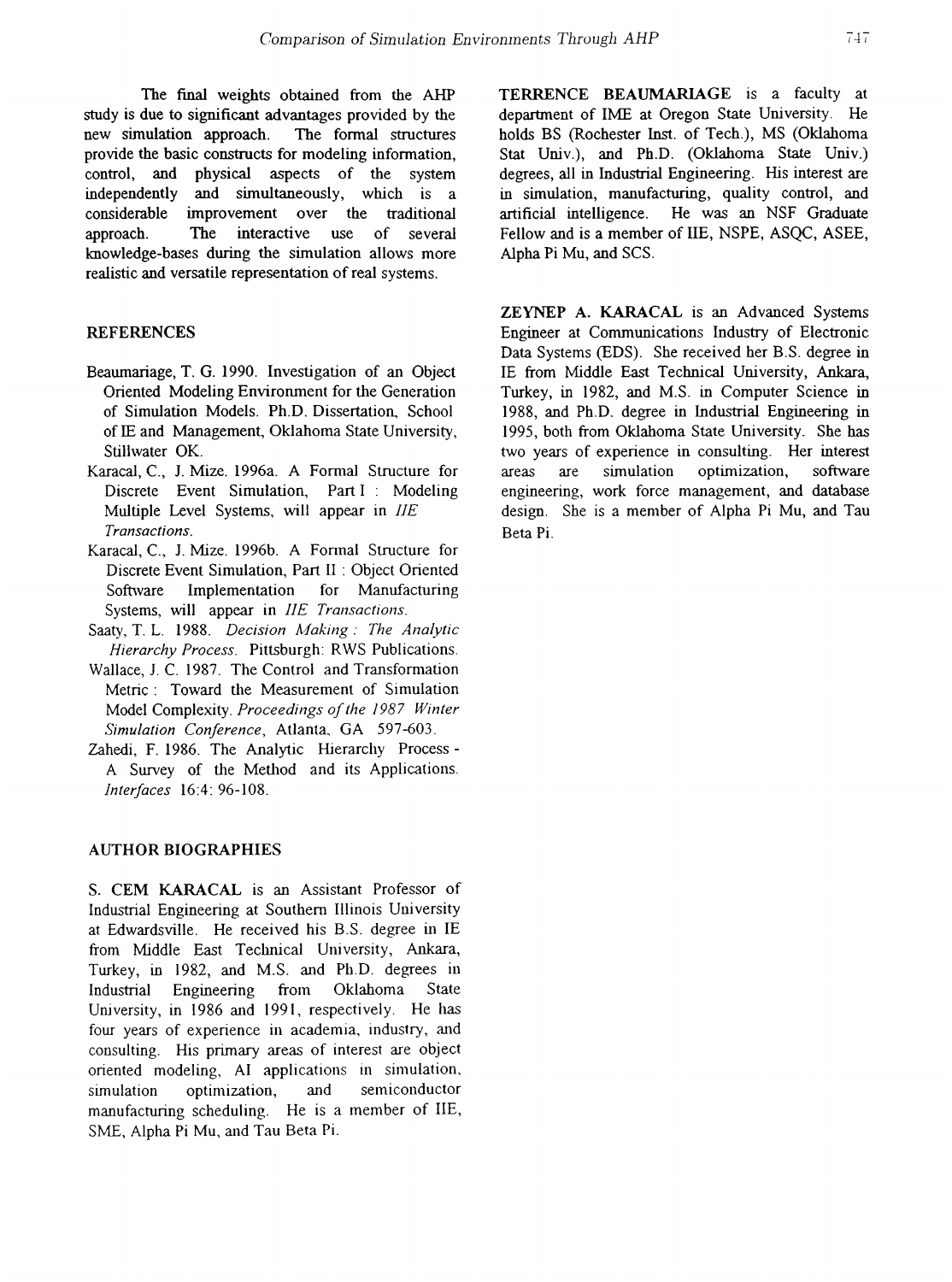The final weights obtained from the AHP study is due to significant advantages provided by the new simulation approach. The formal structures provide the basic constructs for modeling information, control, and physical aspects of the system independently and simultaneously, which is a considerable improvement over the traditional approach. The interactive use of several knowledge-bases during the simulation allows more realistic and versatile representation of real systems.

## REFERENCES

Beaumariage, T. G. 1990. Investigation of an Object Oriented Modeling Environment for the Generation of Simulation Models. Ph.D. Dissertation, School of IE and Management, Oklahoma State University, Stillwater OK.

Karacal, C., J. Mize. 1996a. A Formal Structure for Discrete Event Simulation, Part I : Modeling Multiple Level Systems, will appear in *IIE Transactions*.

Karacal, C., J. Mize. 1996b. A Formal Structure for Discrete Event Simulation, Part II : Object Oriented Software Implementation for Manufacturing Systems, will appear in *IIE Transactions*.

Saaty, T. L. 1988. *Decision Making : The Analytic Hierarchy Process*. Pittsburgh: RWS Publications.

Wallace, J. C. 1987. The Control and Transformation Metric : Toward the Measurement of Simulation Model Complexity. *Proceedings of the 1987 Winter Simulation Conference*, Atlanta, GA 597-603.

Zahedi, F. 1986. The Analytic Hierarchy Process - A Survey of the Method and its Applications. *Interfaces* 16:4: 96-108.

## AUTHOR BIOGRAPHIES

**S. CEM KARACAL** is an Assistant Professor of Industrial Engineering at Southern Illinois University at Edwardsville. He received his B.S. degree in IE from Middle East Technical University, Ankara, Turkey, in 1982, and M.S. and Ph.D. degrees in Industrial Engineering from Oklahoma State University, in 1986 and 1991, respectively. He has four years of experience in academia, industry, and consulting. His primary areas of interest are object oriented modeling, AI applications in simulation, simulation optimization, and semiconductor manufacturing scheduling. He is a member of IIE, SME, Alpha Pi Mu, and Tau Beta Pi.

**TERRENCE BEAUMARIAGE** is a faculty at department of IME at Oregon State University. He holds BS (Rochester Inst. of Tech.), MS (Oklahoma Stat Univ.), and Ph.D. (Oklahoma State Univ.) degrees, all in Industrial Engineering. His interest are in simulation, manufacturing, quality control, and artificial intelligence. He was an NSF Graduate Fellow and is a member of IIE, NSPE, ASQC, ASEE, Alpha Pi Mu, and SCS.

**ZEYNEP A. KARACAL** is an Advanced Systems Engineer at Communications Industry of Electronic Data Systems (EDS). She received her B.S. degree in IE from Middle East Technical University, Ankara, Turkey, in 1982, and M.S. in Computer Science in 1988, and Ph.D. degree in Industrial Engineering in 1995, both from Oklahoma State University. She has two years of experience in consulting. Her interest areas are simulation optimization, software engineering, work force management, and database design. She is a member of Alpha Pi Mu, and Tau Beta Pi.